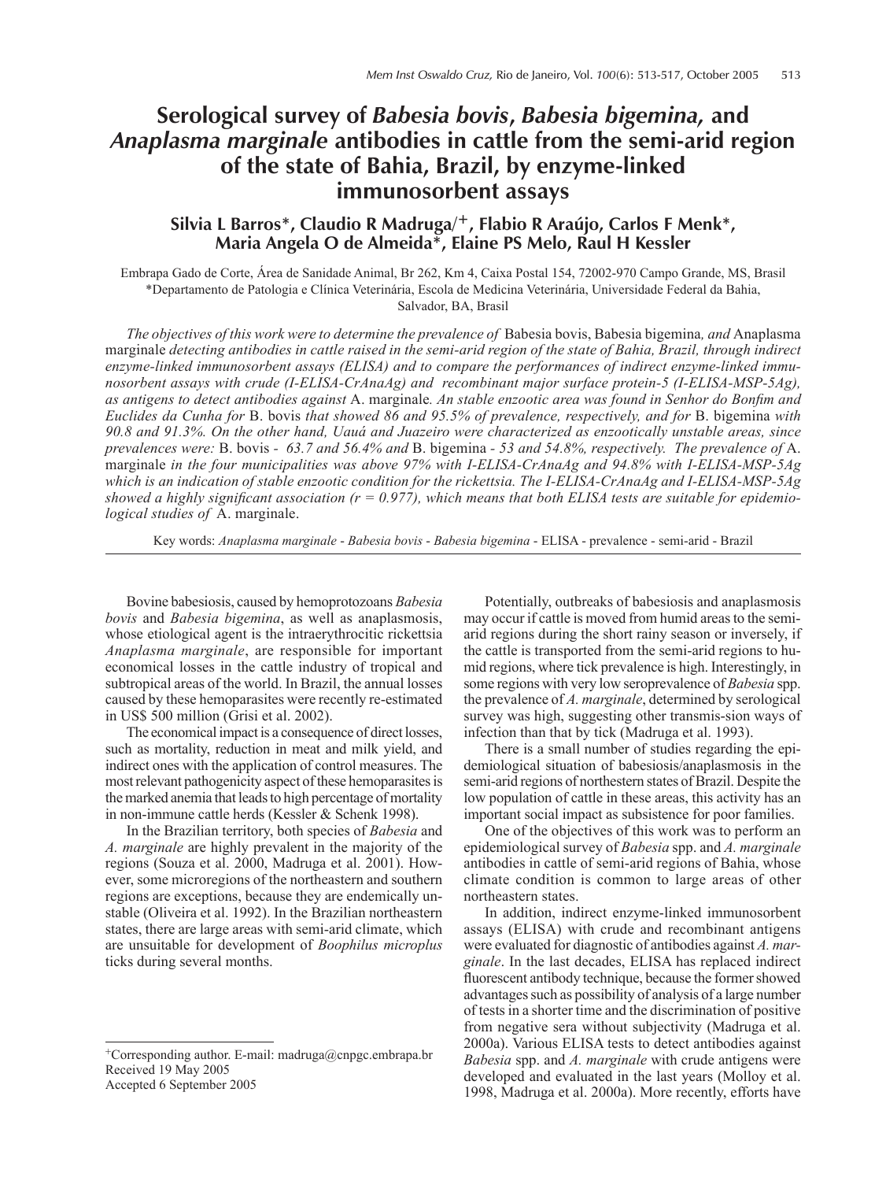# Serological survey of *Babesia bovis*, *Babesia bigemina,* and *Anaplasma marginale* antibodies in cattle from the semi-arid region of the state of Bahia, Brazil, by enzyme-linked immunosorbent assays

**Silvia L Barros\*, Claudio R Madruga/+, Flabio R Araújo, Carlos F Menk\*, Maria Angela O de Almeida\*, Elaine PS Melo, Raul H Kessler**

Embrapa Gado de Corte, Área de Sanidade Animal, Br 262, Km 4, Caixa Postal 154, 72002-970 Campo Grande, MS, Brasil
\*Departamento de Patologia e Clínica Veterinária, Escola de Medicina Veterinária, Universidade Federal da Bahia, Salvador, BA, Brasil

*The objectives of this work were to determine the prevalence of* Babesia bovis, Babesia bigemina*, and* Anaplasma marginale *detecting antibodies in cattle raised in the semi-arid region of the state of Bahia, Brazil, through indirect enzyme-linked immunosorbent assays (ELISA) and to compare the performances of indirect enzyme-linked immunosorbent assays with crude (I-ELISA-CrAnaAg) and recombinant major surface protein-5 (I-ELISA-MSP-5Ag), as antigens to detect antibodies against* A. marginale*. An stable enzootic area was found in Senhor do Bonfim and Euclides da Cunha for* B. bovis *that showed 86 and 95.5% of prevalence, respectively, and for* B. bigemina *with 90.8 and 91.3%. On the other hand, Uauá and Juazeiro were characterized as enzootically unstable areas, since prevalences were:* B. bovis *- 63.7 and 56.4% and* B. bigemina *- 53 and 54.8%, respectively. The prevalence of* A. marginale *in the four municipalities was above 97% with I-ELISA-CrAnaAg and 94.8% with I-ELISA-MSP-5Ag which is an indication of stable enzootic condition for the rickettsia. The I-ELISA-CrAnaAg and I-ELISA-MSP-5Ag showed a highly significant association (r = 0.977), which means that both ELISA tests are suitable for epidemiological studies of* A. marginale.

Key words: *Anaplasma marginale* - *Babesia bovis* - *Babesia bigemina* - ELISA - prevalence - semi-arid - Brazil

Bovine babesiosis, caused by hemoprotozoans *Babesia bovis* and *Babesia bigemina*, as well as anaplasmosis, whose etiological agent is the intraerythrocitic rickettsia *Anaplasma marginale*, are responsible for important economical losses in the cattle industry of tropical and subtropical areas of the world. In Brazil, the annual losses caused by these hemoparasites were recently re-estimated in US$ 500 million (Grisi et al. 2002).

The economical impact is a consequence of direct losses, such as mortality, reduction in meat and milk yield, and indirect ones with the application of control measures. The most relevant pathogenicity aspect of these hemoparasites is the marked anemia that leads to high percentage of mortality in non-immune cattle herds (Kessler & Schenk 1998).

In the Brazilian territory, both species of *Babesia* and *A. marginale* are highly prevalent in the majority of the regions (Souza et al. 2000, Madruga et al. 2001). However, some microregions of the northeastern and southern regions are exceptions, because they are endemically unstable (Oliveira et al. 1992). In the Brazilian northeastern states, there are large areas with semi-arid climate, which are unsuitable for development of *Boophilus microplus* ticks during several months.

Potentially, outbreaks of babesiosis and anaplasmosis may occur if cattle is moved from humid areas to the semi-arid regions during the short rainy season or inversely, if the cattle is transported from the semi-arid regions to humid regions, where tick prevalence is high. Interestingly, in some regions with very low seroprevalence of *Babesia* spp. the prevalence of *A. marginale*, determined by serological survey was high, suggesting other transmis-sion ways of infection than that by tick (Madruga et al. 1993).

There is a small number of studies regarding the epidemiological situation of babesiosis/anaplasmosis in the semi-arid regions of northestern states of Brazil. Despite the low population of cattle in these areas, this activity has an important social impact as subsistence for poor families.

One of the objectives of this work was to perform an epidemiological survey of *Babesia* spp. and *A. marginale* antibodies in cattle of semi-arid regions of Bahia, whose climate condition is common to large areas of other northeastern states.

In addition, indirect enzyme-linked immunosorbent assays (ELISA) with crude and recombinant antigens were evaluated for diagnostic of antibodies against *A. marginale*. In the last decades, ELISA has replaced indirect fluorescent antibody technique, because the former showed advantages such as possibility of analysis of a large number of tests in a shorter time and the discrimination of positive from negative sera without subjectivity (Madruga et al. 2000a). Various ELISA tests to detect antibodies against *Babesia* spp. and *A. marginale* with crude antigens were developed and evaluated in the last years (Molloy et al. 1998, Madruga et al. 2000a). More recently, efforts have

+Corresponding author. E-mail: madruga@cnpgc.embrapa.br
Received 19 May 2005
Accepted 6 September 2005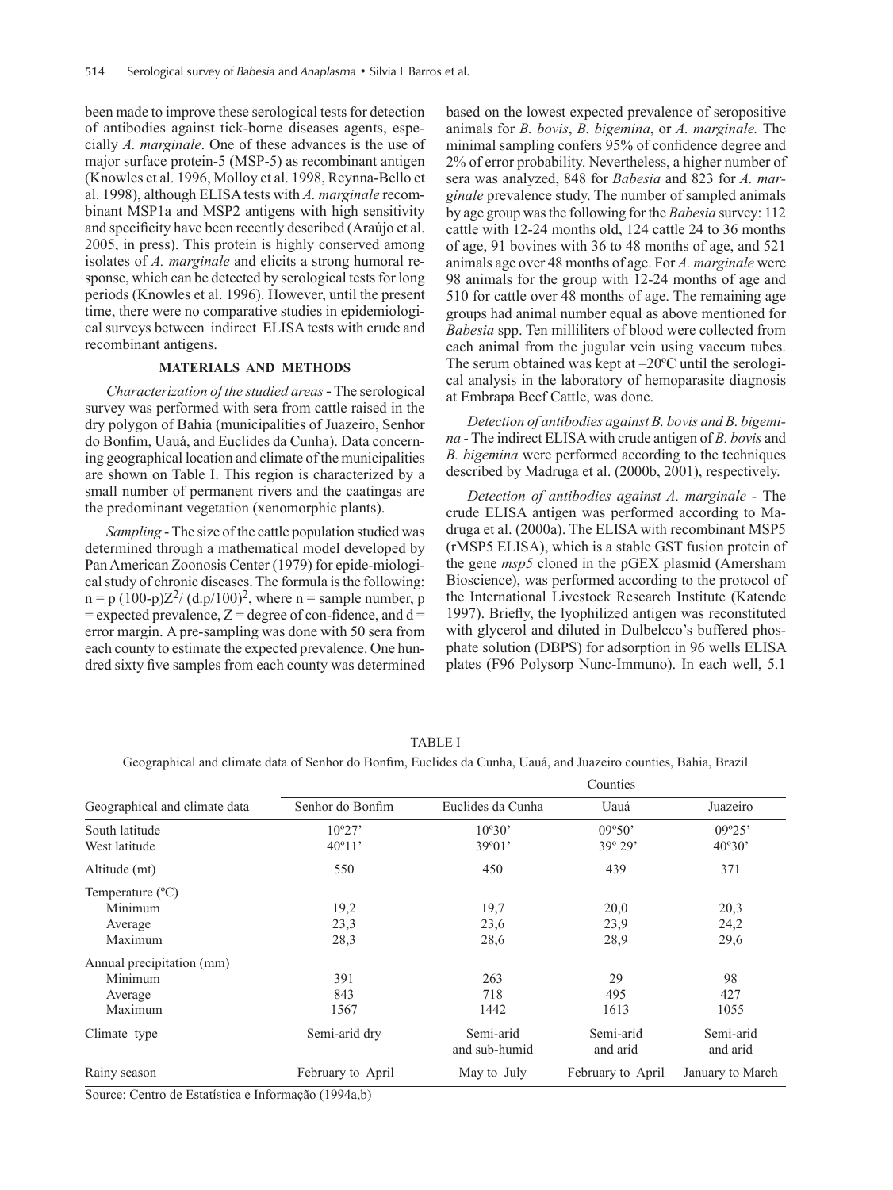been made to improve these serological tests for detection of antibodies against tick-borne diseases agents, especially *A. marginale*. One of these advances is the use of major surface protein-5 (MSP-5) as recombinant antigen (Knowles et al. 1996, Molloy et al. 1998, Reynna-Bello et al. 1998), although ELISA tests with *A. marginale* recombinant MSP1a and MSP2 antigens with high sensitivity and specificity have been recently described (Araújo et al. 2005, in press). This protein is highly conserved among isolates of *A. marginale* and elicits a strong humoral response, which can be detected by serological tests for long periods (Knowles et al. 1996). However, until the present time, there were no comparative studies in epidemiological surveys between indirect ELISA tests with crude and recombinant antigens.

## MATERIALS AND METHODS

*Characterization of the studied areas* **-** The serological survey was performed with sera from cattle raised in the dry polygon of Bahia (municipalities of Juazeiro, Senhor do Bonfim, Uauá, and Euclides da Cunha). Data concerning geographical location and climate of the municipalities are shown on Table I. This region is characterized by a small number of permanent rivers and the caatingas are the predominant vegetation (xenomorphic plants).

*Sampling* - The size of the cattle population studied was determined through a mathematical model developed by Pan American Zoonosis Center (1979) for epide-miological study of chronic diseases. The formula is the following: $n = p\,(100\text{-}p)Z^2/\,(d.p/100)^2$, where n = sample number, p = expected prevalence, Z = degree of con-fidence, and d = error margin. A pre-sampling was done with 50 sera from each county to estimate the expected prevalence. One hundred sixty five samples from each county was determined based on the lowest expected prevalence of seropositive animals for *B. bovis*, *B. bigemina*, or *A. marginale.* The minimal sampling confers 95% of confidence degree and 2% of error probability. Nevertheless, a higher number of sera was analyzed, 848 for *Babesia* and 823 for *A. marginale* prevalence study. The number of sampled animals by age group was the following for the *Babesia* survey: 112 cattle with 12-24 months old, 124 cattle 24 to 36 months of age, 91 bovines with 36 to 48 months of age, and 521 animals age over 48 months of age. For *A. marginale* were 98 animals for the group with 12-24 months of age and 510 for cattle over 48 months of age. The remaining age groups had animal number equal as above mentioned for *Babesia* spp. Ten milliliters of blood were collected from each animal from the jugular vein using vaccum tubes. The serum obtained was kept at –20ºC until the serological analysis in the laboratory of hemoparasite diagnosis at Embrapa Beef Cattle, was done.

*Detection of antibodies against B. bovis and B. bigemina* - The indirect ELISA with crude antigen of *B. bovis* and *B. bigemina* were performed according to the techniques described by Madruga et al. (2000b, 2001), respectively.

*Detection of antibodies against A. marginale* - The crude ELISA antigen was performed according to Madruga et al. (2000a). The ELISA with recombinant MSP5 (rMSP5 ELISA), which is a stable GST fusion protein of the gene *msp5* cloned in the pGEX plasmid (Amersham Bioscience), was performed according to the protocol of the International Livestock Research Institute (Katende 1997). Briefly, the lyophilized antigen was reconstituted with glycerol and diluted in Dulbelcco's buffered phosphate solution (DBPS) for adsorption in 96 wells ELISA plates (F96 Polysorp Nunc-Immuno). In each well, 5.1

TABLE I

Geographical and climate data of Senhor do Bonfim, Euclides da Cunha, Uauá, and Juazeiro counties, Bahia, Brazil

| Geographical and climate data | Counties | | | |
|---|---|---|---|---|
| | Senhor do Bonfim | Euclides da Cunha | Uauá | Juazeiro |
| South latitude | 10º27' | 10º30' | 09º50' | 09º25' |
| West latitude | 40º11' | 39º01' | 39º 29' | 40º30' |
| Altitude (mt) | 550 | 450 | 439 | 371 |
| Temperature (ºC) | | | | |
| Minimum | 19,2 | 19,7 | 20,0 | 20,3 |
| Average | 23,3 | 23,6 | 23,9 | 24,2 |
| Maximum | 28,3 | 28,6 | 28,9 | 29,6 |
| Annual precipitation (mm) | | | | |
| Minimum | 391 | 263 | 29 | 98 |
| Average | 843 | 718 | 495 | 427 |
| Maximum | 1567 | 1442 | 1613 | 1055 |
| Climate type | Semi-arid dry | Semi-arid and sub-humid | Semi-arid and arid | Semi-arid and arid |
| Rainy season | February to April | May to July | February to April | January to March |

Source: Centro de Estatística e Informação (1994a,b)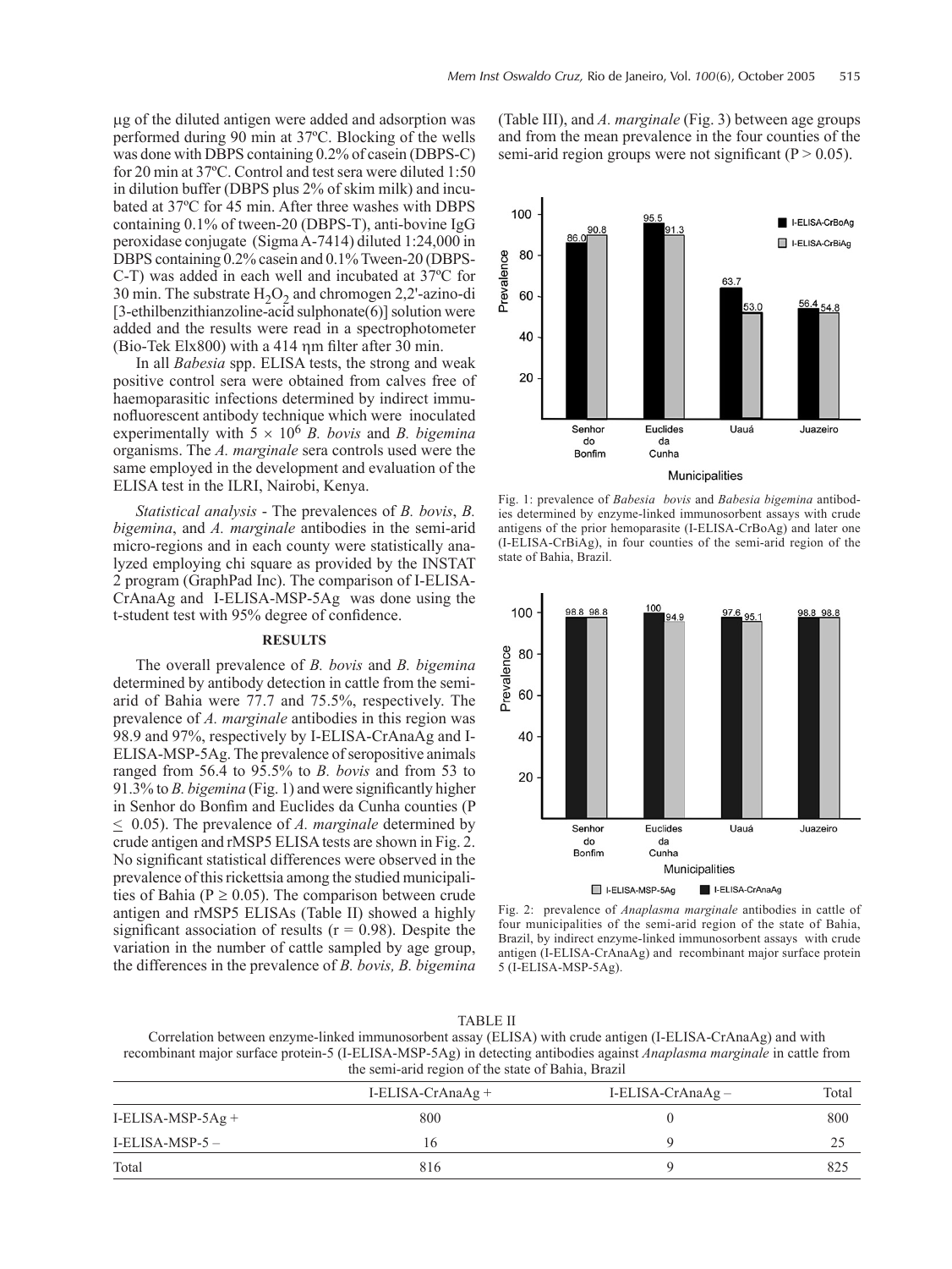μg of the diluted antigen were added and adsorption was performed during 90 min at 37ºC. Blocking of the wells was done with DBPS containing 0.2% of casein (DBPS-C) for 20 min at 37ºC. Control and test sera were diluted 1:50 in dilution buffer (DBPS plus 2% of skim milk) and incubated at 37ºC for 45 min. After three washes with DBPS containing 0.1% of tween-20 (DBPS-T), anti-bovine IgG peroxidase conjugate (Sigma A-7414) diluted 1:24,000 in DBPS containing 0.2% casein and 0.1% Tween-20 (DBPS-C-T) was added in each well and incubated at 37ºC for 30 min. The substrate $H_2O_2$ and chromogen 2,2'-azino-di [3-ethilbenzithianzoline-acid sulphonate(6)] solution were added and the results were read in a spectrophotometer (Bio-Tek Elx800) with a 414 ηm filter after 30 min.

In all *Babesia* spp. ELISA tests, the strong and weak positive control sera were obtained from calves free of haemoparasitic infections determined by indirect immunofluorescent antibody technique which were inoculated experimentally with $5 \times 10^6$ *B. bovis* and *B. bigemina* organisms. The *A. marginale* sera controls used were the same employed in the development and evaluation of the ELISA test in the ILRI, Nairobi, Kenya.

*Statistical analysis* - The prevalences of *B. bovis*, *B. bigemina*, and *A. marginale* antibodies in the semi-arid micro-regions and in each county were statistically analyzed employing chi square as provided by the INSTAT 2 program (GraphPad Inc). The comparison of I-ELISA-CrAnaAg and I-ELISA-MSP-5Ag was done using the t-student test with 95% degree of confidence.

## RESULTS

The overall prevalence of *B. bovis* and *B. bigemina* determined by antibody detection in cattle from the semi-arid of Bahia were 77.7 and 75.5%, respectively. The prevalence of *A. marginale* antibodies in this region was 98.9 and 97%, respectively by I-ELISA-CrAnaAg and I-ELISA-MSP-5Ag. The prevalence of seropositive animals ranged from 56.4 to 95.5% to *B. bovis* and from 53 to 91.3% to *B. bigemina* (Fig. 1) and were significantly higher in Senhor do Bonfim and Euclides da Cunha counties ($P \leq 0.05$). The prevalence of *A. marginale* determined by crude antigen and rMSP5 ELISA tests are shown in Fig. 2. No significant statistical differences were observed in the prevalence of this rickettsia among the studied municipalities of Bahia ($P \geq 0.05$). The comparison between crude antigen and rMSP5 ELISAs (Table II) showed a highly significant association of results ($r = 0.98$). Despite the variation in the number of cattle sampled by age group, the differences in the prevalence of *B. bovis, B. bigemina* (Table III), and *A. marginale* (Fig. 3) between age groups and from the mean prevalence in the four counties of the semi-arid region groups were not significant ($P > 0.05$).

Fig. 1: prevalence of *Babesia bovis* and *Babesia bigemina* antibodies determined by enzyme-linked immunosorbent assays with crude antigens of the prior hemoparasite (I-ELISA-CrBoAg) and later one (I-ELISA-CrBiAg), in four counties of the semi-arid region of the state of Bahia, Brazil.

Fig. 2: prevalence of *Anaplasma marginale* antibodies in cattle of four municipalities of the semi-arid region of the state of Bahia, Brazil, by indirect enzyme-linked immunosorbent assays with crude antigen (I-ELISA-CrAnaAg) and recombinant major surface protein 5 (I-ELISA-MSP-5Ag).

TABLE II

Correlation between enzyme-linked immunosorbent assay (ELISA) with crude antigen (I-ELISA-CrAnaAg) and with recombinant major surface protein-5 (I-ELISA-MSP-5Ag) in detecting antibodies against *Anaplasma marginale* in cattle from the semi-arid region of the state of Bahia, Brazil

| | I-ELISA-CrAnaAg + | I-ELISA-CrAnaAg – | Total |
|---|---|---|---|
| I-ELISA-MSP-5Ag + | 800 | 0 | 800 |
| I-ELISA-MSP-5 – | 16 | 9 | 25 |
| Total | 816 | 9 | 825 |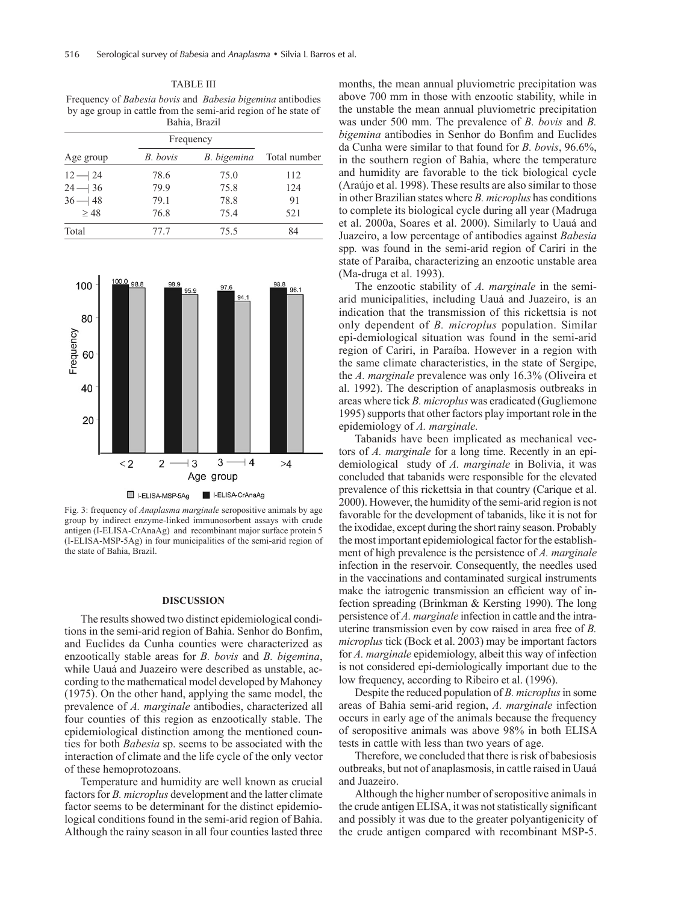TABLE III

Frequency of *Babesia bovis* and *Babesia bigemina* antibodies by age group in cattle from the semi-arid region of he state of Bahia, Brazil

| Age group | Frequency | | Total number |
|---|---|---|---|
| | *B. bovis* | *B. bigemina* | |
| 12 ―┤ 24 | 78.6 | 75.0 | 112 |
| 24 ―┤ 36 | 79.9 | 75.8 | 124 |
| 36 ―┤ 48 | 79.1 | 78.8 | 91 |
| ≥ 48 | 76.8 | 75.4 | 521 |
| Total | 77.7 | 75.5 | 84 |

Fig. 3: frequency of *Anaplasma marginale* seropositive animals by age group by indirect enzyme-linked immunosorbent assays with crude antigen (I-ELISA-CrAnaAg) and recombinant major surface protein 5 (I-ELISA-MSP-5Ag) in four municipalities of the semi-arid region of the state of Bahia, Brazil.

## DISCUSSION

The results showed two distinct epidemiological conditions in the semi-arid region of Bahia. Senhor do Bonfim, and Euclides da Cunha counties were characterized as enzootically stable areas for *B. bovis* and *B. bigemina*, while Uauá and Juazeiro were described as unstable, according to the mathematical model developed by Mahoney (1975). On the other hand, applying the same model, the prevalence of *A. marginale* antibodies, characterized all four counties of this region as enzootically stable. The epidemiological distinction among the mentioned counties for both *Babesia* sp. seems to be associated with the interaction of climate and the life cycle of the only vector of these hemoprotozoans.

Temperature and humidity are well known as crucial factors for *B. microplus* development and the latter climate factor seems to be determinant for the distinct epidemiological conditions found in the semi-arid region of Bahia. Although the rainy season in all four counties lasted three months, the mean annual pluviometric precipitation was above 700 mm in those with enzootic stability, while in the unstable the mean annual pluviometric precipitation was under 500 mm. The prevalence of *B. bovis* and *B. bigemina* antibodies in Senhor do Bonfim and Euclides da Cunha were similar to that found for *B. bovis*, 96.6%, in the southern region of Bahia, where the temperature and humidity are favorable to the tick biological cycle (Araújo et al. 1998). These results are also similar to those in other Brazilian states where *B. microplus* has conditions to complete its biological cycle during all year (Madruga et al. 2000a, Soares et al. 2000). Similarly to Uauá and Juazeiro, a low percentage of antibodies against *Babesia* spp*.* was found in the semi-arid region of Cariri in the state of Paraíba, characterizing an enzootic unstable area (Ma-druga et al. 1993).

The enzootic stability of *A. marginale* in the semi-arid municipalities, including Uauá and Juazeiro, is an indication that the transmission of this rickettsia is not only dependent of *B. microplus* population. Similar epi-demiological situation was found in the semi-arid region of Cariri, in Paraíba. However in a region with the same climate characteristics, in the state of Sergipe, the *A. marginale* prevalence was only 16.3% (Oliveira et al. 1992). The description of anaplasmosis outbreaks in areas where tick *B. microplus* was eradicated (Gugliemone 1995) supports that other factors play important role in the epidemiology of *A. marginale.*

Tabanids have been implicated as mechanical vectors of *A. marginale* for a long time. Recently in an epidemiological study of *A. marginale* in Bolivia, it was concluded that tabanids were responsible for the elevated prevalence of this rickettsia in that country (Carique et al. 2000). However, the humidity of the semi-arid region is not favorable for the development of tabanids, like it is not for the ixodidae, except during the short rainy season. Probably the most important epidemiological factor for the establishment of high prevalence is the persistence of *A. marginale* infection in the reservoir. Consequently, the needles used in the vaccinations and contaminated surgical instruments make the iatrogenic transmission an efficient way of infection spreading (Brinkman & Kersting 1990). The long persistence of *A. marginale* infection in cattle and the intrauterine transmission even by cow raised in area free of *B. microplus* tick (Bock et al. 2003) may be important factors for *A. marginale* epidemiology, albeit this way of infection is not considered epi-demiologically important due to the low frequency, according to Ribeiro et al. (1996).

Despite the reduced population of *B. microplus* in some areas of Bahia semi-arid region, *A. marginale* infection occurs in early age of the animals because the frequency of seropositive animals was above 98% in both ELISA tests in cattle with less than two years of age.

Therefore, we concluded that there is risk of babesiosis outbreaks, but not of anaplasmosis, in cattle raised in Uauá and Juazeiro.

Although the higher number of seropositive animals in the crude antigen ELISA, it was not statistically significant and possibly it was due to the greater polyantigenicity of the crude antigen compared with recombinant MSP-5.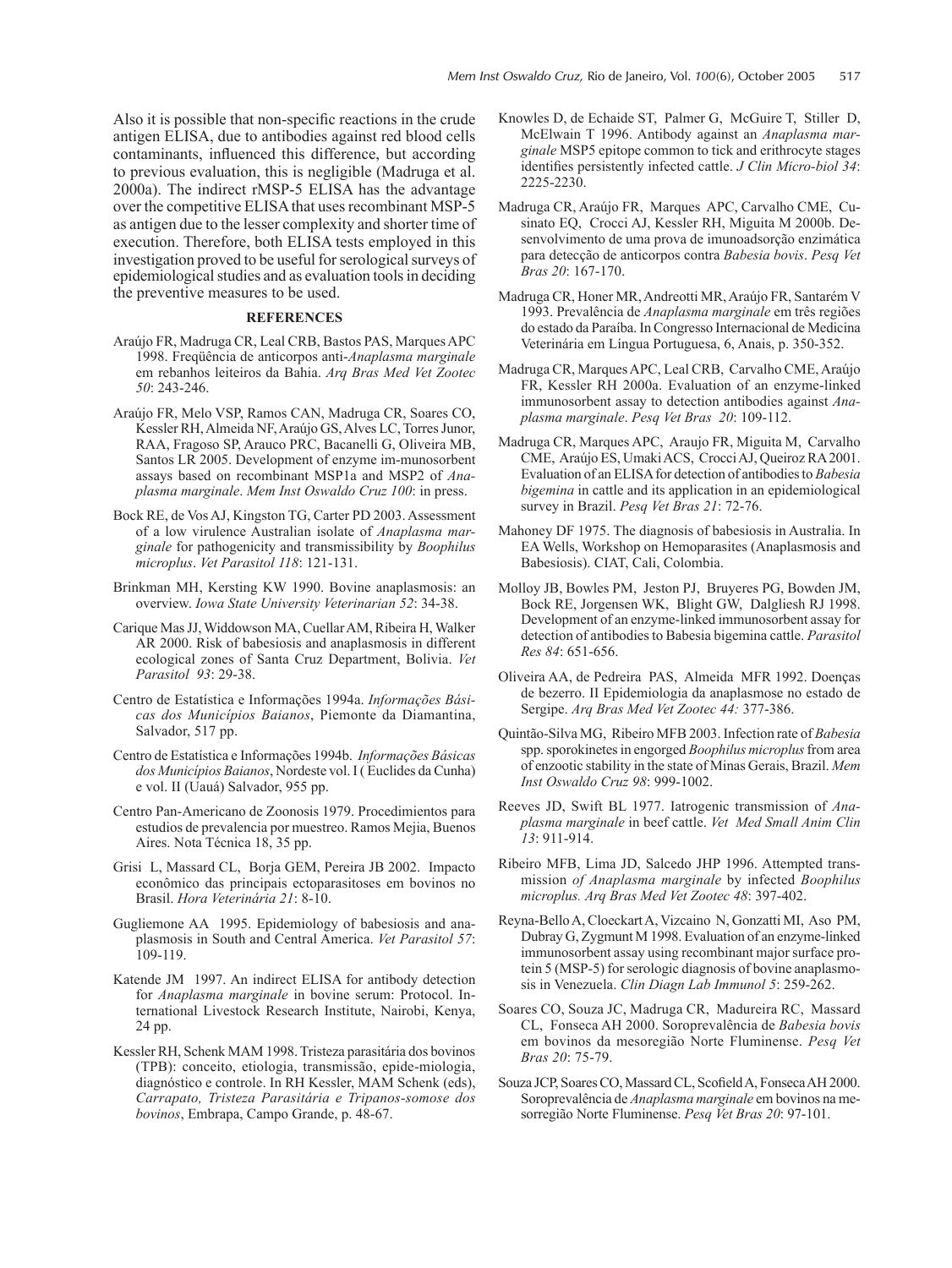Also it is possible that non-specific reactions in the crude antigen ELISA, due to antibodies against red blood cells contaminants, influenced this difference, but according to previous evaluation, this is negligible (Madruga et al. 2000a). The indirect rMSP-5 ELISA has the advantage over the competitive ELISA that uses recombinant MSP-5 as antigen due to the lesser complexity and shorter time of execution. Therefore, both ELISA tests employed in this investigation proved to be useful for serological surveys of epidemiological studies and as evaluation tools in deciding the preventive measures to be used.

## REFERENCES

Araújo FR, Madruga CR, Leal CRB, Bastos PAS, Marques APC 1998. Freqüência de anticorpos anti-*Anaplasma marginale* em rebanhos leiteiros da Bahia. *Arq Bras Med Vet Zootec 50*: 243-246.

Araújo FR, Melo VSP, Ramos CAN, Madruga CR, Soares CO, Kessler RH, Almeida NF, Araújo GS, Alves LC, Torres Junor, RAA, Fragoso SP, Arauco PRC, Bacanelli G, Oliveira MB, Santos LR 2005. Development of enzyme im-munosorbent assays based on recombinant MSP1a and MSP2 of *Anaplasma marginale*. *Mem Inst Oswaldo Cruz 100*: in press.

Bock RE, de Vos AJ, Kingston TG, Carter PD 2003. Assessment of a low virulence Australian isolate of *Anaplasma marginale* for pathogenicity and transmissibility by *Boophilus microplus*. *Vet Parasitol 118*: 121-131.

Brinkman MH, Kersting KW 1990. Bovine anaplasmosis: an overview. *Iowa State University Veterinarian 52*: 34-38.

Carique Mas JJ, Widdowson MA, Cuellar AM, Ribeira H, Walker AR 2000. Risk of babesiosis and anaplasmosis in different ecological zones of Santa Cruz Department, Bolivia. *Vet Parasitol 93*: 29-38.

Centro de Estatística e Informações 1994a. *Informações Básicas dos Municípios Baianos*, Piemonte da Diamantina, Salvador, 517 pp.

Centro de Estatística e Informações 1994b. *Informações Básicas dos Municípios Baianos*, Nordeste vol. I ( Euclides da Cunha) e vol. II (Uauá) Salvador, 955 pp.

Centro Pan-Americano de Zoonosis 1979. Procedimientos para estudios de prevalencia por muestreo. Ramos Mejia, Buenos Aires. Nota Técnica 18, 35 pp.

Grisi L, Massard CL, Borja GEM, Pereira JB 2002. Impacto econômico das principais ectoparasitoses em bovinos no Brasil. *Hora Veterinária 21*: 8-10.

Gugliemone AA 1995. Epidemiology of babesiosis and anaplasmosis in South and Central America. *Vet Parasitol 57*: 109-119.

Katende JM 1997. An indirect ELISA for antibody detection for *Anaplasma marginale* in bovine serum: Protocol. International Livestock Research Institute, Nairobi, Kenya, 24 pp.

Kessler RH, Schenk MAM 1998. Tristeza parasitária dos bovinos (TPB): conceito, etiologia, transmissão, epide-miologia, diagnóstico e controle. In RH Kessler, MAM Schenk (eds), *Carrapato, Tristeza Parasitária e Tripanos-somose dos bovinos*, Embrapa, Campo Grande, p. 48-67.

Knowles D, de Echaide ST, Palmer G, McGuire T, Stiller D, McElwain T 1996. Antibody against an *Anaplasma marginale* MSP5 epitope common to tick and erithrocyte stages identifies persistently infected cattle. *J Clin Micro-biol 34*: 2225-2230.

Madruga CR, Araújo FR, Marques APC, Carvalho CME, Cusinato EQ, Crocci AJ, Kessler RH, Miguita M 2000b. Desenvolvimento de uma prova de imunoadsorção enzimática para detecção de anticorpos contra *Babesia bovis*. *Pesq Vet Bras 20*: 167-170.

Madruga CR, Honer MR, Andreotti MR, Araújo FR, Santarém V 1993. Prevalência de *Anaplasma marginale* em três regiões do estado da Paraíba. In Congresso Internacional de Medicina Veterinária em Língua Portuguesa, 6, Anais, p. 350-352.

Madruga CR, Marques APC, Leal CRB, Carvalho CME, Araújo FR, Kessler RH 2000a. Evaluation of an enzyme-linked immunosorbent assay to detection antibodies against *Anaplasma marginale*. *Pesq Vet Bras 20*: 109-112.

Madruga CR, Marques APC, Araujo FR, Miguita M, Carvalho CME, Araújo ES, Umaki ACS, Crocci AJ, Queiroz RA 2001. Evaluation of an ELISA for detection of antibodies to *Babesia bigemina* in cattle and its application in an epidemiological survey in Brazil. *Pesq Vet Bras 21*: 72-76.

Mahoney DF 1975. The diagnosis of babesiosis in Australia. In EA Wells, Workshop on Hemoparasites (Anaplasmosis and Babesiosis). CIAT, Cali, Colombia.

Molloy JB, Bowles PM, Jeston PJ, Bruyeres PG, Bowden JM, Bock RE, Jorgensen WK, Blight GW, Dalgliesh RJ 1998. Development of an enzyme-linked immunosorbent assay for detection of antibodies to Babesia bigemina cattle. *Parasitol Res 84*: 651-656.

Oliveira AA, de Pedreira PAS, Almeida MFR 1992. Doenças de bezerro. II Epidemiologia da anaplasmose no estado de Sergipe. *Arq Bras Med Vet Zootec 44:* 377-386.

Quintão-Silva MG, Ribeiro MFB 2003. Infection rate of *Babesia* spp. sporokinetes in engorged *Boophilus microplus* from area of enzootic stability in the state of Minas Gerais, Brazil. *Mem Inst Oswaldo Cruz 98*: 999-1002.

Reeves JD, Swift BL 1977. Iatrogenic transmission of *Anaplasma marginale* in beef cattle. *Vet Med Small Anim Clin 13*: 911-914.

Ribeiro MFB, Lima JD, Salcedo JHP 1996. Attempted transmission *of Anaplasma marginale* by infected *Boophilus microplus. Arq Bras Med Vet Zootec 48*: 397-402.

Reyna-Bello A, Cloeckart A, Vizcaino N, Gonzatti MI, Aso PM, Dubray G, Zygmunt M 1998. Evaluation of an enzyme-linked immunosorbent assay using recombinant major surface protein 5 (MSP-5) for serologic diagnosis of bovine anaplasmosis in Venezuela. *Clin Diagn Lab Immunol 5*: 259-262.

Soares CO, Souza JC, Madruga CR, Madureira RC, Massard CL, Fonseca AH 2000. Soroprevalência de *Babesia bovis* em bovinos da mesoregião Norte Fluminense. *Pesq Vet Bras 20*: 75-79.

Souza JCP, Soares CO, Massard CL, Scofield A, Fonseca AH 2000. Soroprevalência de *Anaplasma marginale* em bovinos na mesorregião Norte Fluminense. *Pesq Vet Bras 20*: 97-101.